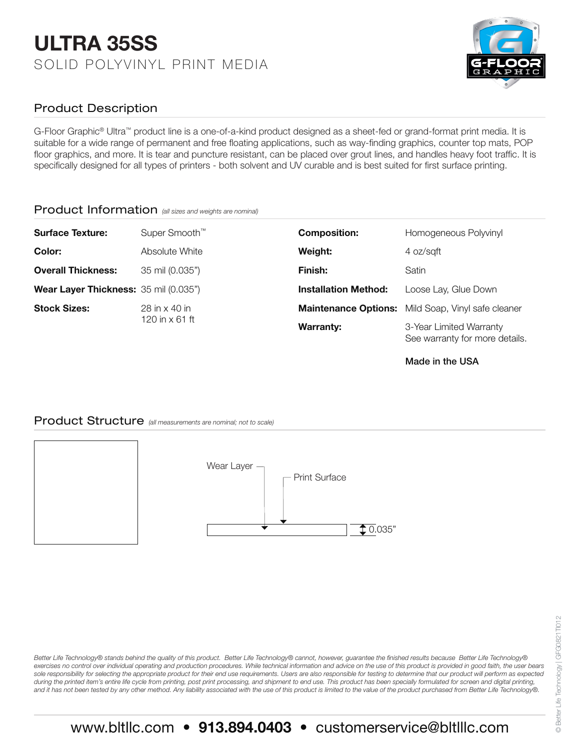# ULTRA 35SS

SOLID POLYVINYL PRINT MEDIA

G-FLOOR® GRAPHIC

## Product Description

G-Floor Graphic® Ultra™ product line is a one-of-a-kind product designed as a sheet-fed or grand-format print media. It is suitable for a wide range of permanent and free floating applications, such as way-finding graphics, counter top mats, POP floor graphics, and more. It is tear and puncture resistant, can be placed over grout lines, and handles heavy foot traffic. It is specifically designed for all types of printers - both solvent and UV curable and is best suited for first surface printing.

## Product Information *(all sizes and weights are nominal)*

| | | | |
|---|---|---|---|
| **Surface Texture:** | Super Smooth™ | **Composition:** | Homogeneous Polyvinyl |
| **Color:** | Absolute White | **Weight:** | 4 oz/sqft |
| **Overall Thickness:** | 35 mil (0.035") | **Finish:** | Satin |
| **Wear Layer Thickness:** | 35 mil (0.035") | **Installation Method:** | Loose Lay, Glue Down |
| **Stock Sizes:** | 28 in x 40 in<br>120 in x 61 ft | **Maintenance Options:** | Mild Soap, Vinyl safe cleaner |
| | | **Warranty:** | 3-Year Limited Warranty<br>See warranty for more details. |

**Made in the USA**

## Product Structure *(all measurements are nominal; not to scale)*

Wear Layer

Print Surface

0.035"

*Better Life Technology® stands behind the quality of this product. Better Life Technology® cannot, however, guarantee the finished results because Better Life Technology® exercises no control over individual operating and production procedures. While technical information and advice on the use of this product is provided in good faith, the user bears sole responsibility for selecting the appropriate product for their end use requirements. Users are also responsible for testing to determine that our product will perform as expected during the printed item's entire life cycle from printing, post print processing, and shipment to end use. This product has been specially formulated for screen and digital printing, and it has not been tested by any other method. Any liability associated with the use of this product is limited to the value of the product purchased from Better Life Technology®.*

www.bltllc.com • **913.894.0403** • customerservice@bltlllc.com

© Better Life Technology | GFG0821T012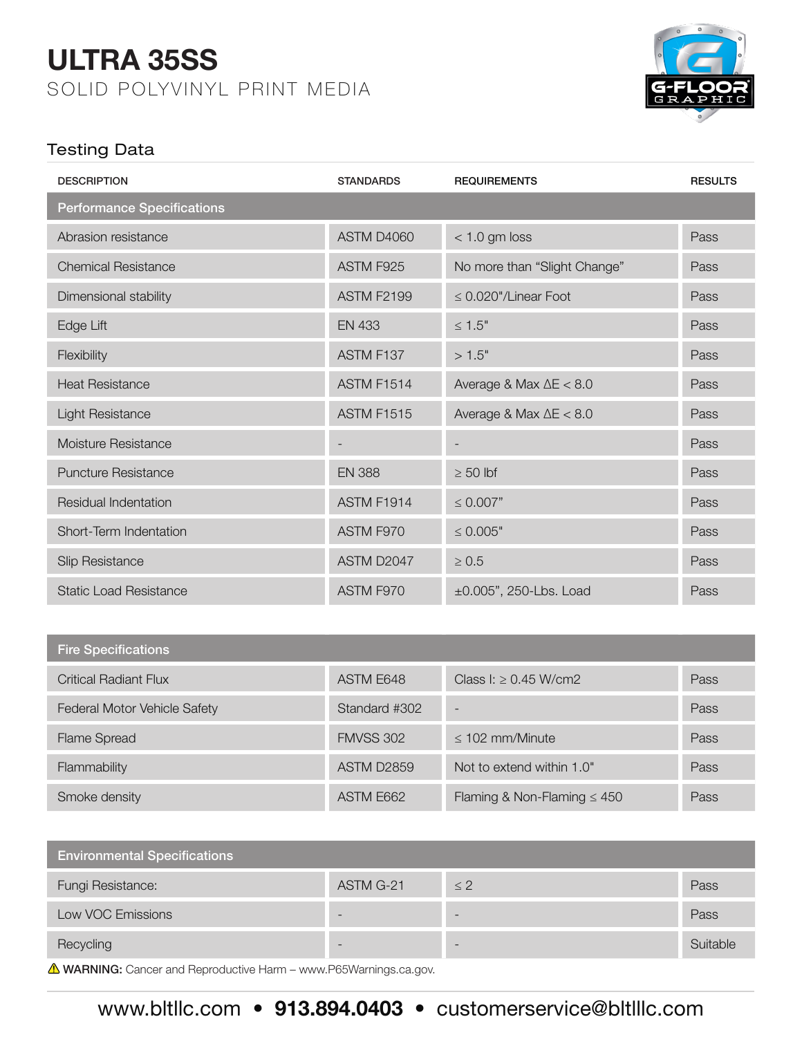# ULTRA 35SS

SOLID POLYVINYL PRINT MEDIA

## Testing Data

| DESCRIPTION | STANDARDS | REQUIREMENTS | RESULTS |
|---|---|---|---|
| **Performance Specifications** | | | |
| Abrasion resistance | ASTM D4060 | < 1.0 gm loss | Pass |
| Chemical Resistance | ASTM F925 | No more than “Slight Change” | Pass |
| Dimensional stability | ASTM F2199 | ≤ 0.020"/Linear Foot | Pass |
| Edge Lift | EN 433 | ≤ 1.5" | Pass |
| Flexibility | ASTM F137 | > 1.5" | Pass |
| Heat Resistance | ASTM F1514 | Average & Max ΔE < 8.0 | Pass |
| Light Resistance | ASTM F1515 | Average & Max ΔE < 8.0 | Pass |
| Moisture Resistance | - | - | Pass |
| Puncture Resistance | EN 388 | ≥ 50 lbf | Pass |
| Residual Indentation | ASTM F1914 | ≤ 0.007” | Pass |
| Short-Term Indentation | ASTM F970 | ≤ 0.005" | Pass |
| Slip Resistance | ASTM D2047 | ≥ 0.5 | Pass |
| Static Load Resistance | ASTM F970 | ±0.005”, 250-Lbs. Load | Pass |
| **Fire Specifications** | | | |
| Critical Radiant Flux | ASTM E648 | Class I: ≥ 0.45 W/cm2 | Pass |
| Federal Motor Vehicle Safety | Standard #302 | - | Pass |
| Flame Spread | FMVSS 302 | ≤ 102 mm/Minute | Pass |
| Flammability | ASTM D2859 | Not to extend within 1.0" | Pass |
| Smoke density | ASTM E662 | Flaming & Non-Flaming ≤ 450 | Pass |
| **Environmental Specifications** | | | |
| Fungi Resistance: | ASTM G-21 | ≤ 2 | Pass |
| Low VOC Emissions | - | - | Pass |
| Recycling | - | - | Suitable |

⚠ **WARNING:** Cancer and Reproductive Harm – www.P65Warnings.ca.gov.

www.bltllc.com • **913.894.0403** • customerservice@bltlllc.com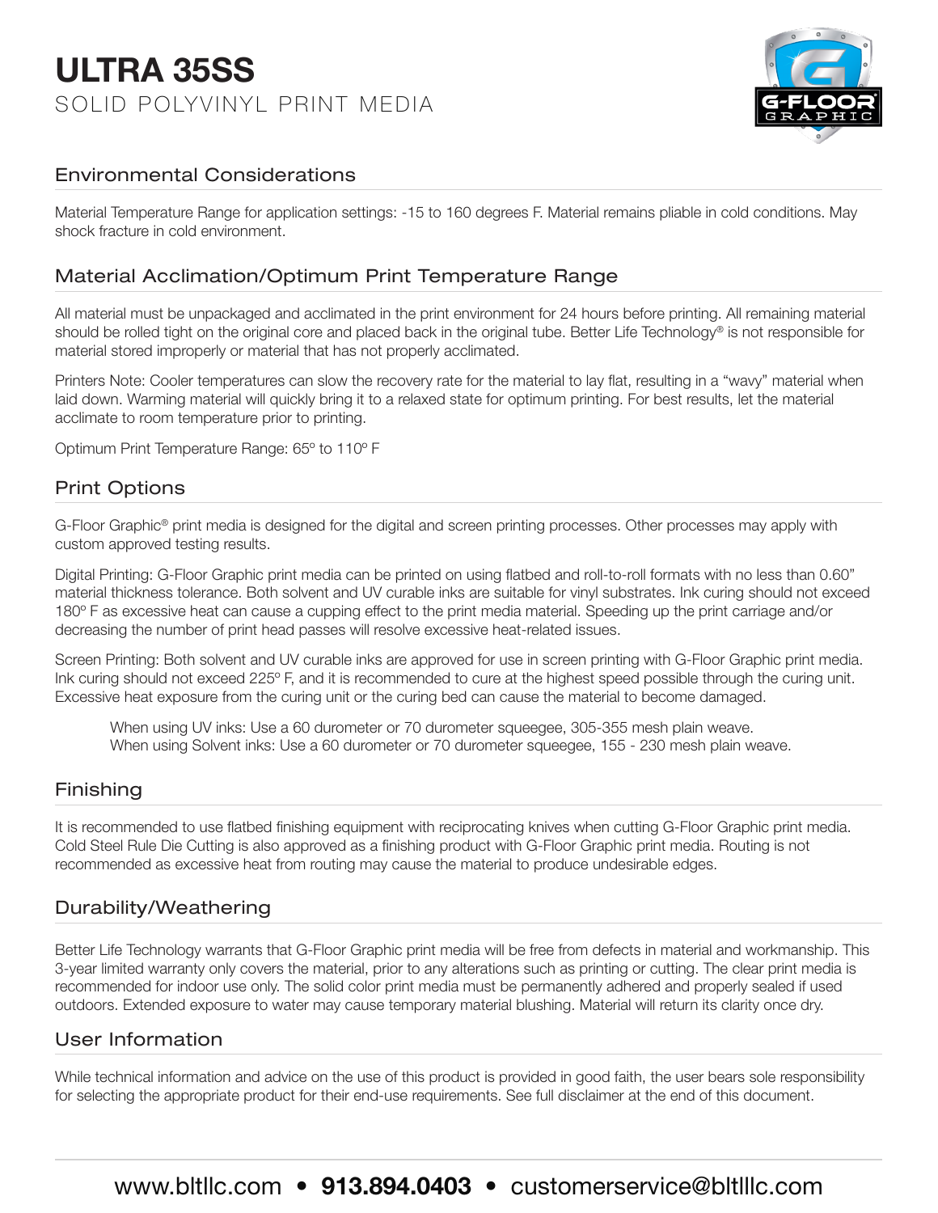# ULTRA 35SS

SOLID POLYVINYL PRINT MEDIA

## Environmental Considerations

Material Temperature Range for application settings: -15 to 160 degrees F. Material remains pliable in cold conditions. May shock fracture in cold environment.

## Material Acclimation/Optimum Print Temperature Range

All material must be unpackaged and acclimated in the print environment for 24 hours before printing. All remaining material should be rolled tight on the original core and placed back in the original tube. Better Life Technology® is not responsible for material stored improperly or material that has not properly acclimated.

Printers Note: Cooler temperatures can slow the recovery rate for the material to lay flat, resulting in a "wavy" material when laid down. Warming material will quickly bring it to a relaxed state for optimum printing. For best results, let the material acclimate to room temperature prior to printing.

Optimum Print Temperature Range: 65º to 110º F

## Print Options

G-Floor Graphic® print media is designed for the digital and screen printing processes. Other processes may apply with custom approved testing results.

Digital Printing: G-Floor Graphic print media can be printed on using flatbed and roll-to-roll formats with no less than 0.60" material thickness tolerance. Both solvent and UV curable inks are suitable for vinyl substrates. Ink curing should not exceed 180º F as excessive heat can cause a cupping effect to the print media material. Speeding up the print carriage and/or decreasing the number of print head passes will resolve excessive heat-related issues.

Screen Printing: Both solvent and UV curable inks are approved for use in screen printing with G-Floor Graphic print media. Ink curing should not exceed 225º F, and it is recommended to cure at the highest speed possible through the curing unit. Excessive heat exposure from the curing unit or the curing bed can cause the material to become damaged.

When using UV inks: Use a 60 durometer or 70 durometer squeegee, 305-355 mesh plain weave.
When using Solvent inks: Use a 60 durometer or 70 durometer squeegee, 155 - 230 mesh plain weave.

## Finishing

It is recommended to use flatbed finishing equipment with reciprocating knives when cutting G-Floor Graphic print media. Cold Steel Rule Die Cutting is also approved as a finishing product with G-Floor Graphic print media. Routing is not recommended as excessive heat from routing may cause the material to produce undesirable edges.

## Durability/Weathering

Better Life Technology warrants that G-Floor Graphic print media will be free from defects in material and workmanship. This 3-year limited warranty only covers the material, prior to any alterations such as printing or cutting. The clear print media is recommended for indoor use only. The solid color print media must be permanently adhered and properly sealed if used outdoors. Extended exposure to water may cause temporary material blushing. Material will return its clarity once dry.

## User Information

While technical information and advice on the use of this product is provided in good faith, the user bears sole responsibility for selecting the appropriate product for their end-use requirements. See full disclaimer at the end of this document.

www.bltllc.com • **913.894.0403** • customerservice@bltlllc.com